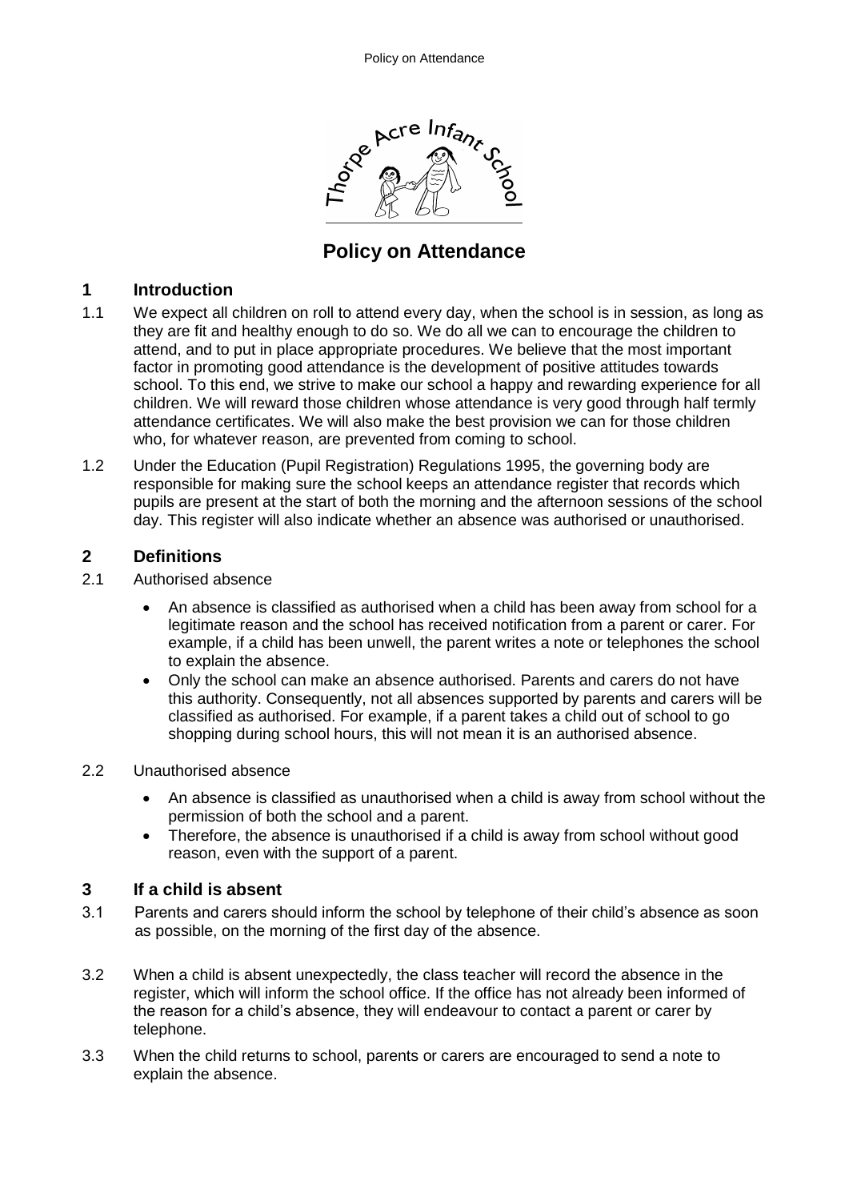# Policy on Attendance

## 1 Introduction

1.1 We expect all children on roll to attend every day, when the school is in session, as long as they are fit and healthy enough to do so. We do all we can to encourage the children to attend, and to put in place appropriate procedures. We believe that the most important factor in promoting good attendance is the development of positive attitudes towards school. To this end, we strive to make our school a happy and rewarding experience for all children. We will reward those children whose attendance is very good through half termly attendance certificates. We will also make the best provision we can for those children who, for whatever reason, are prevented from coming to school.

1.2 Under the Education (Pupil Registration) Regulations 1995, the governing body are responsible for making sure the school keeps an attendance register that records which pupils are present at the start of both the morning and the afternoon sessions of the school day. This register will also indicate whether an absence was authorised or unauthorised.

## 2 Definitions

2.1 Authorised absence

- An absence is classified as authorised when a child has been away from school for a legitimate reason and the school has received notification from a parent or carer. For example, if a child has been unwell, the parent writes a note or telephones the school to explain the absence.
- Only the school can make an absence authorised. Parents and carers do not have this authority. Consequently, not all absences supported by parents and carers will be classified as authorised. For example, if a parent takes a child out of school to go shopping during school hours, this will not mean it is an authorised absence.

2.2 Unauthorised absence

- An absence is classified as unauthorised when a child is away from school without the permission of both the school and a parent.
- Therefore, the absence is unauthorised if a child is away from school without good reason, even with the support of a parent.

## 3 If a child is absent

3.1 Parents and carers should inform the school by telephone of their child's absence as soon as possible, on the morning of the first day of the absence.

3.2 When a child is absent unexpectedly, the class teacher will record the absence in the register, which will inform the school office. If the office has not already been informed of the reason for a child's absence, they will endeavour to contact a parent or carer by telephone.

3.3 When the child returns to school, parents or carers are encouraged to send a note to explain the absence.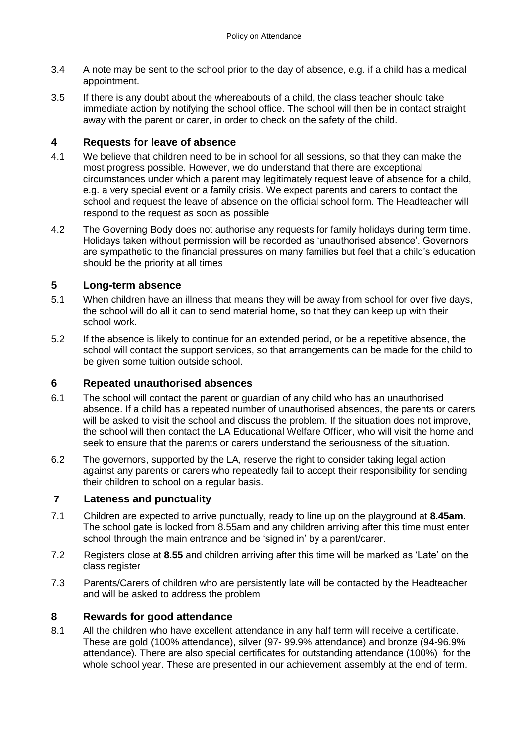3.4 A note may be sent to the school prior to the day of absence, e.g. if a child has a medical appointment.

3.5 If there is any doubt about the whereabouts of a child, the class teacher should take immediate action by notifying the school office. The school will then be in contact straight away with the parent or carer, in order to check on the safety of the child.

## 4 Requests for leave of absence

4.1 We believe that children need to be in school for all sessions, so that they can make the most progress possible. However, we do understand that there are exceptional circumstances under which a parent may legitimately request leave of absence for a child, e.g. a very special event or a family crisis. We expect parents and carers to contact the school and request the leave of absence on the official school form. The Headteacher will respond to the request as soon as possible

4.2 The Governing Body does not authorise any requests for family holidays during term time. Holidays taken without permission will be recorded as 'unauthorised absence'. Governors are sympathetic to the financial pressures on many families but feel that a child's education should be the priority at all times

## 5 Long-term absence

5.1 When children have an illness that means they will be away from school for over five days, the school will do all it can to send material home, so that they can keep up with their school work.

5.2 If the absence is likely to continue for an extended period, or be a repetitive absence, the school will contact the support services, so that arrangements can be made for the child to be given some tuition outside school.

## 6 Repeated unauthorised absences

6.1 The school will contact the parent or guardian of any child who has an unauthorised absence. If a child has a repeated number of unauthorised absences, the parents or carers will be asked to visit the school and discuss the problem. If the situation does not improve, the school will then contact the LA Educational Welfare Officer, who will visit the home and seek to ensure that the parents or carers understand the seriousness of the situation.

6.2 The governors, supported by the LA, reserve the right to consider taking legal action against any parents or carers who repeatedly fail to accept their responsibility for sending their children to school on a regular basis.

## 7 Lateness and punctuality

7.1 Children are expected to arrive punctually, ready to line up on the playground at **8.45am.** The school gate is locked from 8.55am and any children arriving after this time must enter school through the main entrance and be 'signed in' by a parent/carer.

7.2 Registers close at **8.55** and children arriving after this time will be marked as 'Late' on the class register

7.3 Parents/Carers of children who are persistently late will be contacted by the Headteacher and will be asked to address the problem

## 8 Rewards for good attendance

8.1 All the children who have excellent attendance in any half term will receive a certificate. These are gold (100% attendance), silver (97- 99.9% attendance) and bronze (94-96.9% attendance). There are also special certificates for outstanding attendance (100%) for the whole school year. These are presented in our achievement assembly at the end of term.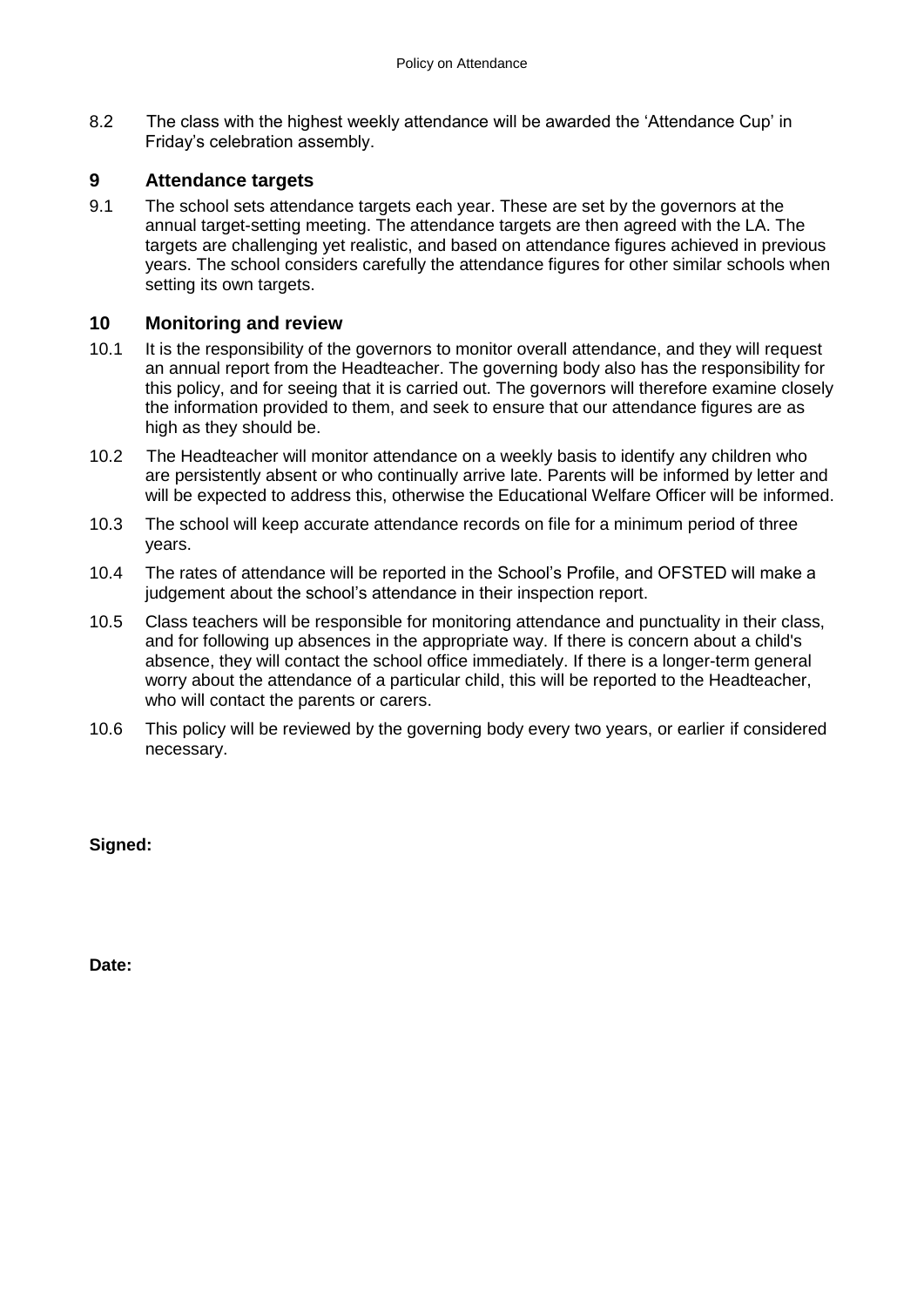8.2 The class with the highest weekly attendance will be awarded the 'Attendance Cup' in Friday's celebration assembly.

## 9 Attendance targets

9.1 The school sets attendance targets each year. These are set by the governors at the annual target-setting meeting. The attendance targets are then agreed with the LA. The targets are challenging yet realistic, and based on attendance figures achieved in previous years. The school considers carefully the attendance figures for other similar schools when setting its own targets.

## 10 Monitoring and review

10.1 It is the responsibility of the governors to monitor overall attendance, and they will request an annual report from the Headteacher. The governing body also has the responsibility for this policy, and for seeing that it is carried out. The governors will therefore examine closely the information provided to them, and seek to ensure that our attendance figures are as high as they should be.

10.2 The Headteacher will monitor attendance on a weekly basis to identify any children who are persistently absent or who continually arrive late. Parents will be informed by letter and will be expected to address this, otherwise the Educational Welfare Officer will be informed.

10.3 The school will keep accurate attendance records on file for a minimum period of three years.

10.4 The rates of attendance will be reported in the School's Profile, and OFSTED will make a judgement about the school's attendance in their inspection report.

10.5 Class teachers will be responsible for monitoring attendance and punctuality in their class, and for following up absences in the appropriate way. If there is concern about a child's absence, they will contact the school office immediately. If there is a longer-term general worry about the attendance of a particular child, this will be reported to the Headteacher, who will contact the parents or carers.

10.6 This policy will be reviewed by the governing body every two years, or earlier if considered necessary.

**Signed:**

**Date:**